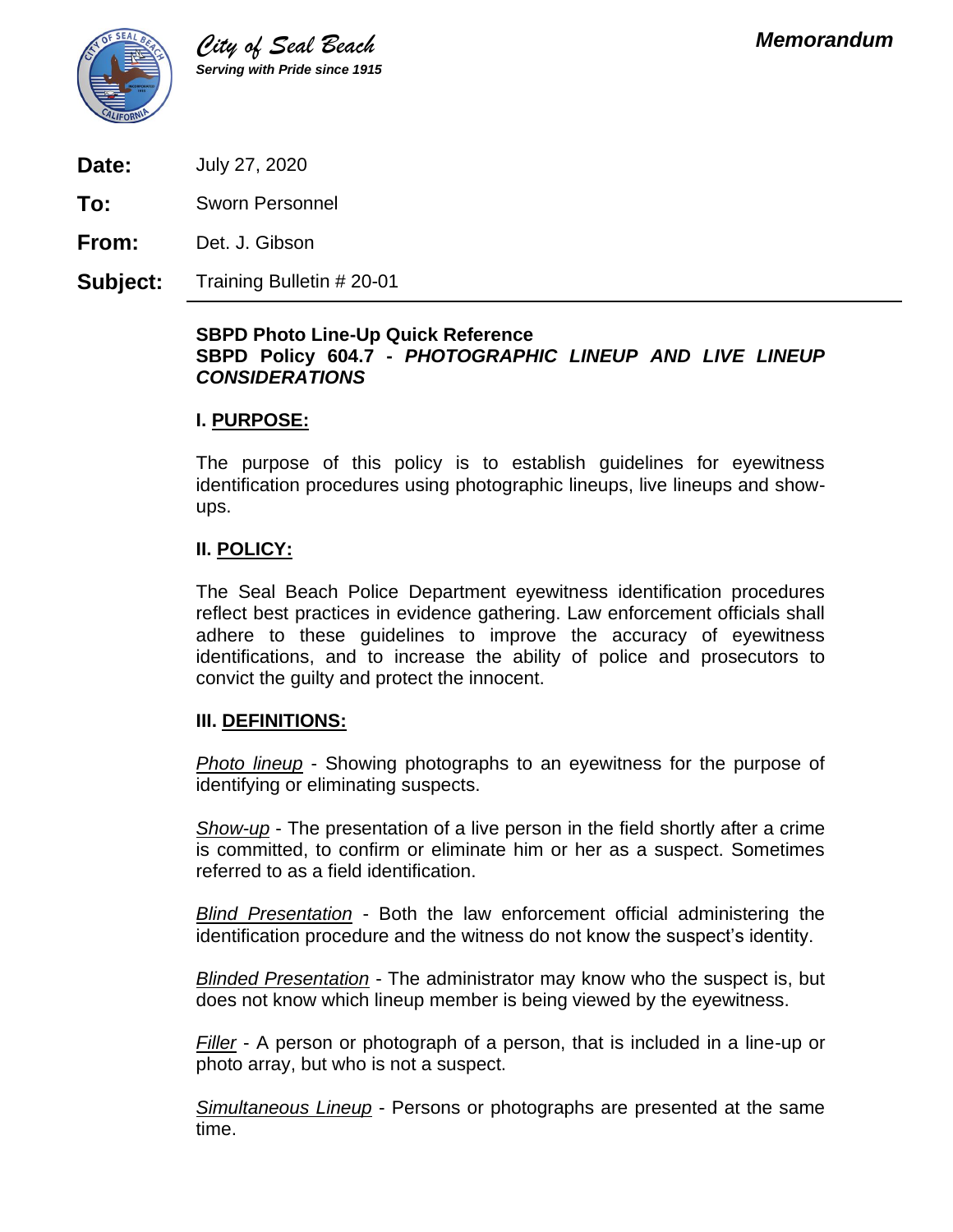City of Seal Beach

*Serving with Pride since 1915*

***Memorandum***

**Date:** July 27, 2020

**To:** Sworn Personnel

**From:** Det. J. Gibson

**Subject:** Training Bulletin # 20-01

---

**SBPD Photo Line-Up Quick Reference**

**SBPD Policy 604.7 - *PHOTOGRAPHIC LINEUP AND LIVE LINEUP CONSIDERATIONS***

## I. PURPOSE:

The purpose of this policy is to establish guidelines for eyewitness identification procedures using photographic lineups, live lineups and show-ups.

## II. POLICY:

The Seal Beach Police Department eyewitness identification procedures reflect best practices in evidence gathering. Law enforcement officials shall adhere to these guidelines to improve the accuracy of eyewitness identifications, and to increase the ability of police and prosecutors to convict the guilty and protect the innocent.

## III. DEFINITIONS:

*Photo lineup* - Showing photographs to an eyewitness for the purpose of identifying or eliminating suspects.

*Show-up* - The presentation of a live person in the field shortly after a crime is committed, to confirm or eliminate him or her as a suspect. Sometimes referred to as a field identification.

*Blind Presentation* - Both the law enforcement official administering the identification procedure and the witness do not know the suspect's identity.

*Blinded Presentation* - The administrator may know who the suspect is, but does not know which lineup member is being viewed by the eyewitness.

*Filler* - A person or photograph of a person, that is included in a line-up or photo array, but who is not a suspect.

*Simultaneous Lineup* - Persons or photographs are presented at the same time.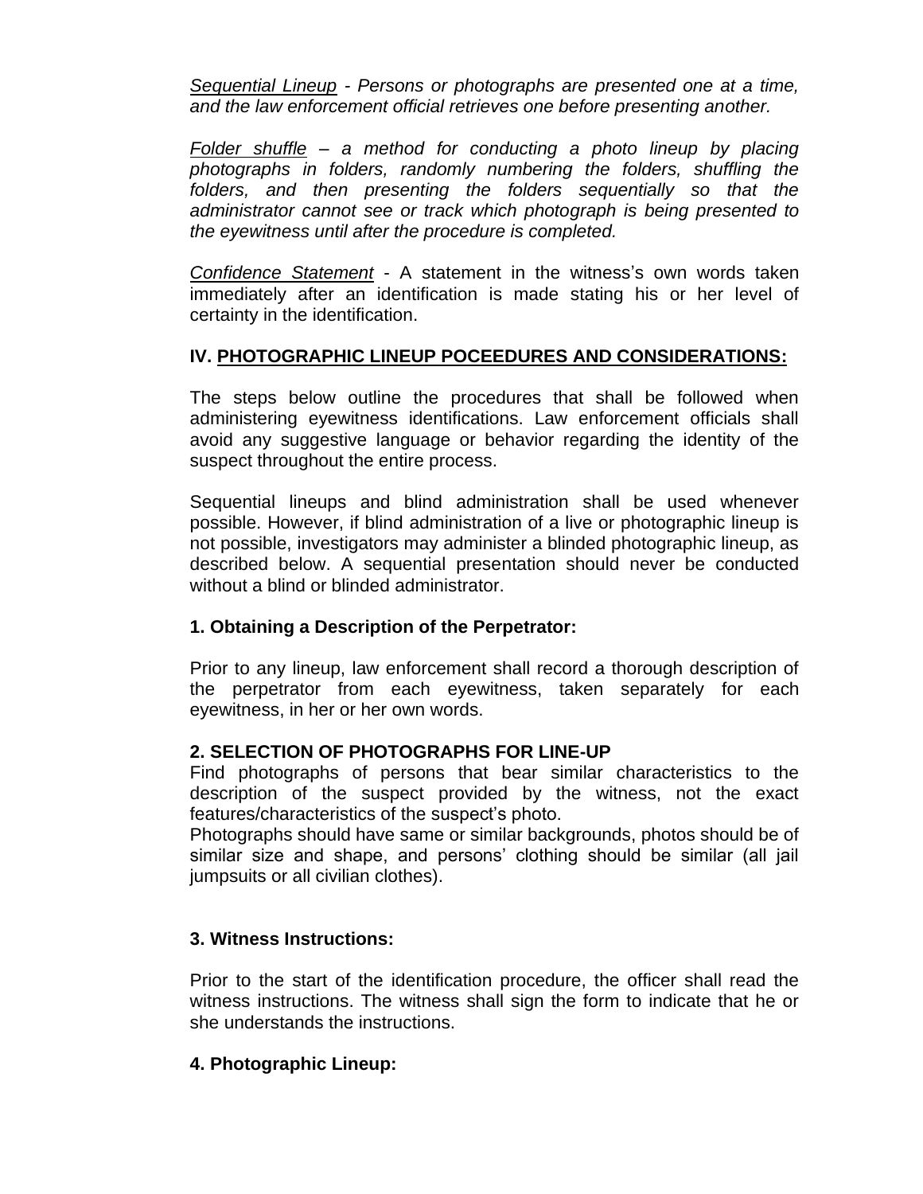*<u>Sequential Lineup</u> - Persons or photographs are presented one at a time, and the law enforcement official retrieves one before presenting another.*

*<u>Folder shuffle</u> – a method for conducting a photo lineup by placing photographs in folders, randomly numbering the folders, shuffling the folders, and then presenting the folders sequentially so that the administrator cannot see or track which photograph is being presented to the eyewitness until after the procedure is completed.*

*<u>Confidence Statement</u>* - A statement in the witness's own words taken immediately after an identification is made stating his or her level of certainty in the identification.

## IV. <u>PHOTOGRAPHIC LINEUP POCEEDURES AND CONSIDERATIONS:</u>

The steps below outline the procedures that shall be followed when administering eyewitness identifications. Law enforcement officials shall avoid any suggestive language or behavior regarding the identity of the suspect throughout the entire process.

Sequential lineups and blind administration shall be used whenever possible. However, if blind administration of a live or photographic lineup is not possible, investigators may administer a blinded photographic lineup, as described below. A sequential presentation should never be conducted without a blind or blinded administrator.

### 1. Obtaining a Description of the Perpetrator:

Prior to any lineup, law enforcement shall record a thorough description of the perpetrator from each eyewitness, taken separately for each eyewitness, in her or her own words.

### 2. SELECTION OF PHOTOGRAPHS FOR LINE-UP

Find photographs of persons that bear similar characteristics to the description of the suspect provided by the witness, not the exact features/characteristics of the suspect's photo.

Photographs should have same or similar backgrounds, photos should be of similar size and shape, and persons' clothing should be similar (all jail jumpsuits or all civilian clothes).

### 3. Witness Instructions:

Prior to the start of the identification procedure, the officer shall read the witness instructions. The witness shall sign the form to indicate that he or she understands the instructions.

### 4. Photographic Lineup: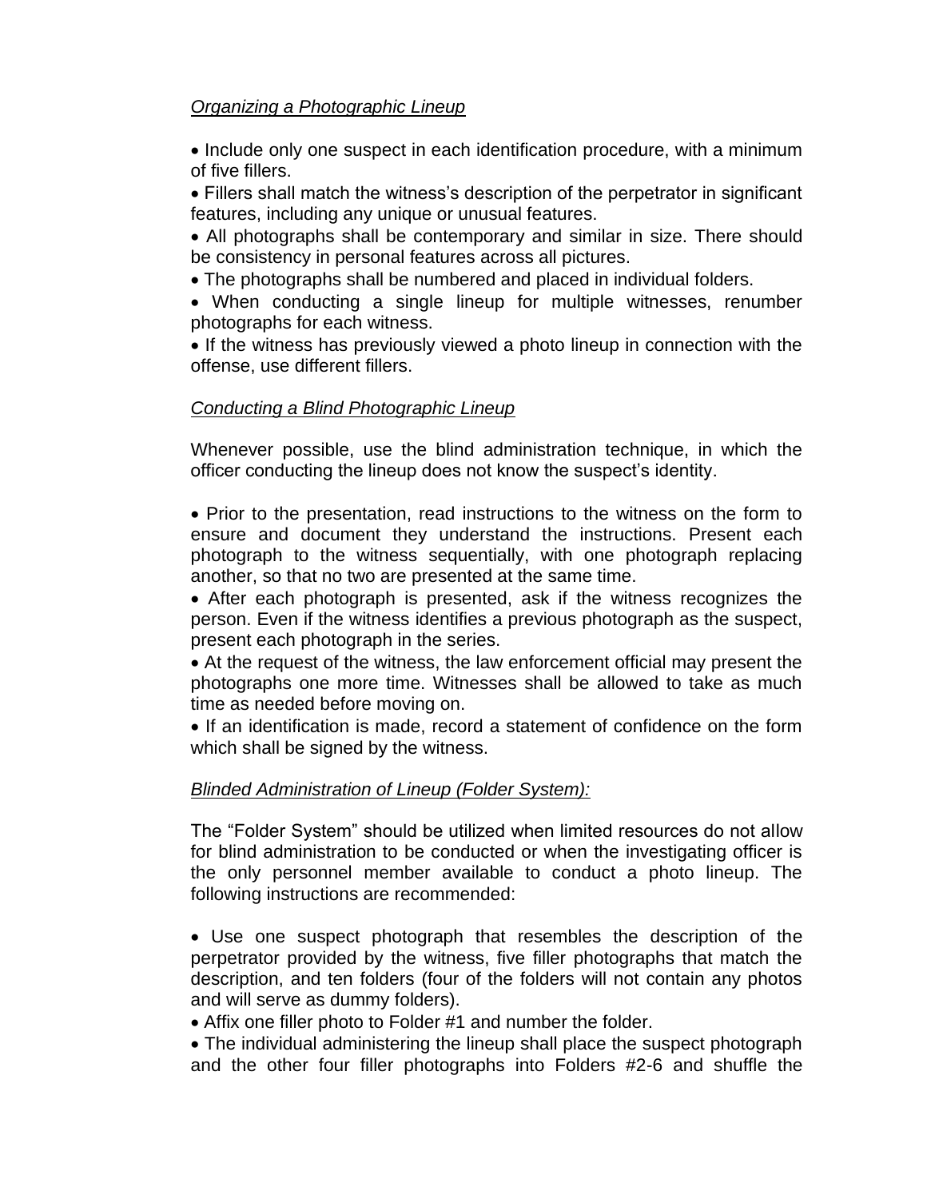*Organizing a Photographic Lineup*

- Include only one suspect in each identification procedure, with a minimum of five fillers.
- Fillers shall match the witness's description of the perpetrator in significant features, including any unique or unusual features.
- All photographs shall be contemporary and similar in size. There should be consistency in personal features across all pictures.
- The photographs shall be numbered and placed in individual folders.
- When conducting a single lineup for multiple witnesses, renumber photographs for each witness.
- If the witness has previously viewed a photo lineup in connection with the offense, use different fillers.

*Conducting a Blind Photographic Lineup*

Whenever possible, use the blind administration technique, in which the officer conducting the lineup does not know the suspect's identity.

- Prior to the presentation, read instructions to the witness on the form to ensure and document they understand the instructions. Present each photograph to the witness sequentially, with one photograph replacing another, so that no two are presented at the same time.
- After each photograph is presented, ask if the witness recognizes the person. Even if the witness identifies a previous photograph as the suspect, present each photograph in the series.
- At the request of the witness, the law enforcement official may present the photographs one more time. Witnesses shall be allowed to take as much time as needed before moving on.
- If an identification is made, record a statement of confidence on the form which shall be signed by the witness.

*Blinded Administration of Lineup (Folder System):*

The "Folder System" should be utilized when limited resources do not allow for blind administration to be conducted or when the investigating officer is the only personnel member available to conduct a photo lineup. The following instructions are recommended:

- Use one suspect photograph that resembles the description of the perpetrator provided by the witness, five filler photographs that match the description, and ten folders (four of the folders will not contain any photos and will serve as dummy folders).
- Affix one filler photo to Folder #1 and number the folder.
- The individual administering the lineup shall place the suspect photograph and the other four filler photographs into Folders #2-6 and shuffle the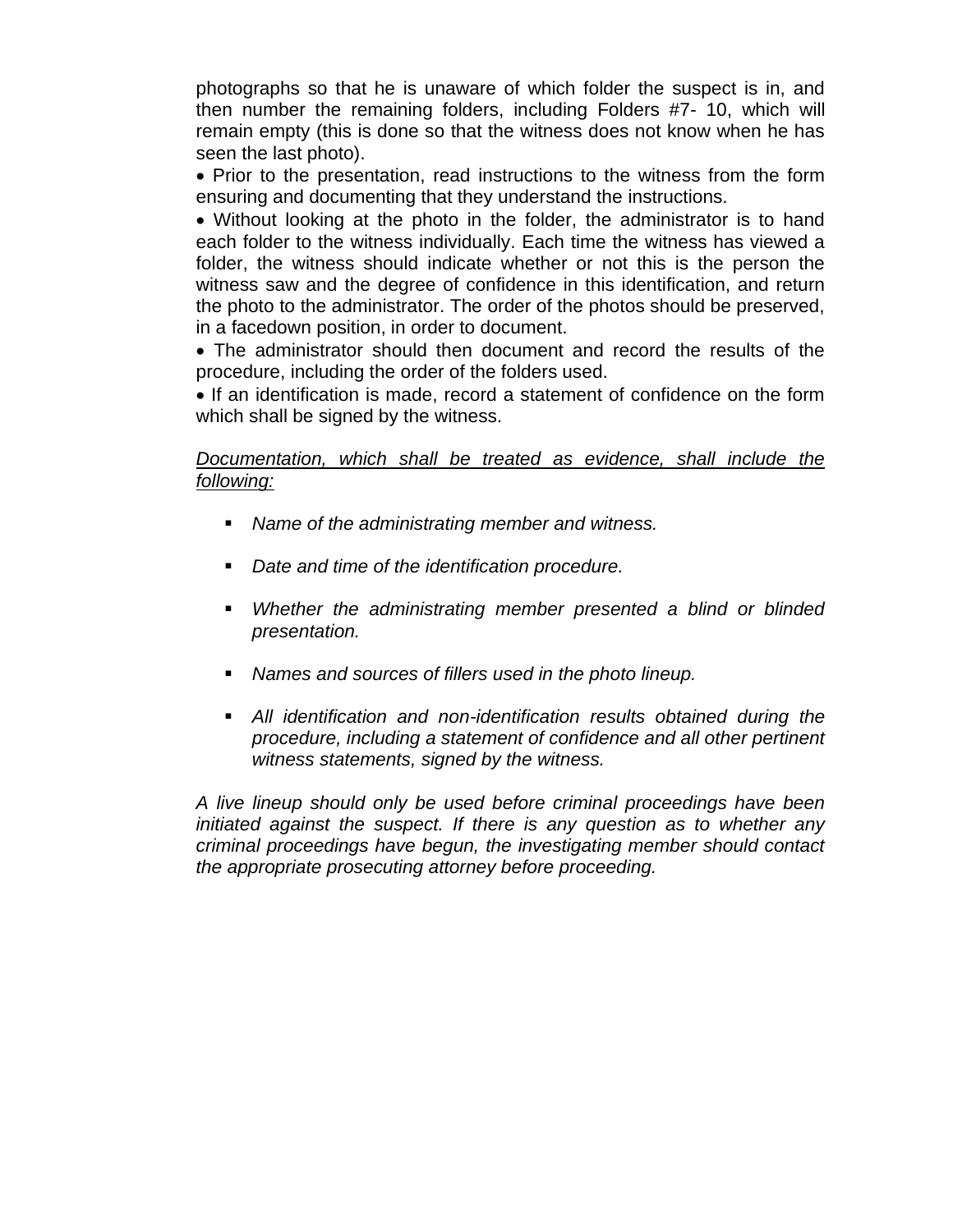photographs so that he is unaware of which folder the suspect is in, and then number the remaining folders, including Folders #7- 10, which will remain empty (this is done so that the witness does not know when he has seen the last photo).

- Prior to the presentation, read instructions to the witness from the form ensuring and documenting that they understand the instructions.
- Without looking at the photo in the folder, the administrator is to hand each folder to the witness individually. Each time the witness has viewed a folder, the witness should indicate whether or not this is the person the witness saw and the degree of confidence in this identification, and return the photo to the administrator. The order of the photos should be preserved, in a facedown position, in order to document.
- The administrator should then document and record the results of the procedure, including the order of the folders used.
- If an identification is made, record a statement of confidence on the form which shall be signed by the witness.

<u>*Documentation, which shall be treated as evidence, shall include the following:*</u>

- *Name of the administrating member and witness.*
- *Date and time of the identification procedure.*
- *Whether the administrating member presented a blind or blinded presentation.*
- *Names and sources of fillers used in the photo lineup.*
- *All identification and non-identification results obtained during the procedure, including a statement of confidence and all other pertinent witness statements, signed by the witness.*

*A live lineup should only be used before criminal proceedings have been initiated against the suspect. If there is any question as to whether any criminal proceedings have begun, the investigating member should contact the appropriate prosecuting attorney before proceeding.*